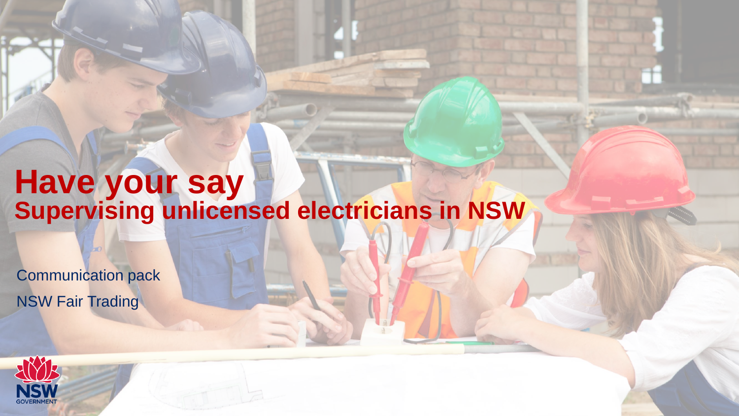# Have your say

## Supervising unlicensed electricians in NSW

Communication pack

NSW Fair Trading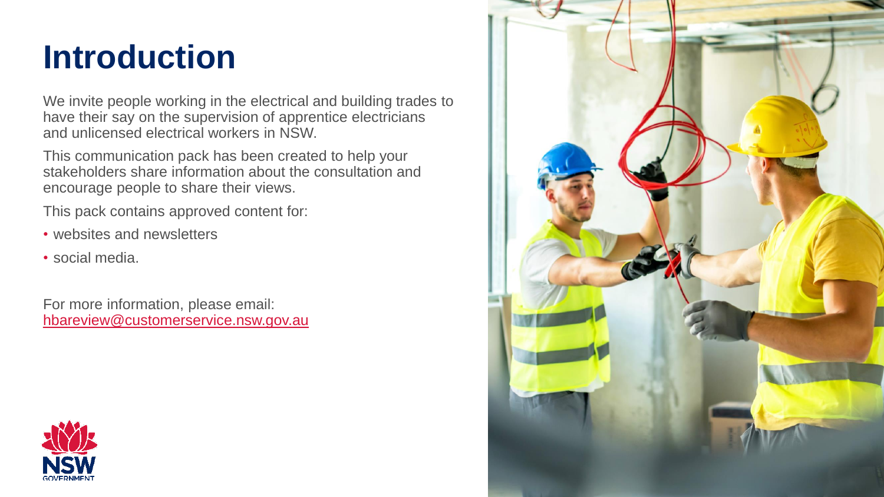# Introduction

We invite people working in the electrical and building trades to have their say on the supervision of apprentice electricians and unlicensed electrical workers in NSW.

This communication pack has been created to help your stakeholders share information about the consultation and encourage people to share their views.

This pack contains approved content for:

- websites and newsletters
- social media.

For more information, please email: hbareview@customerservice.nsw.gov.au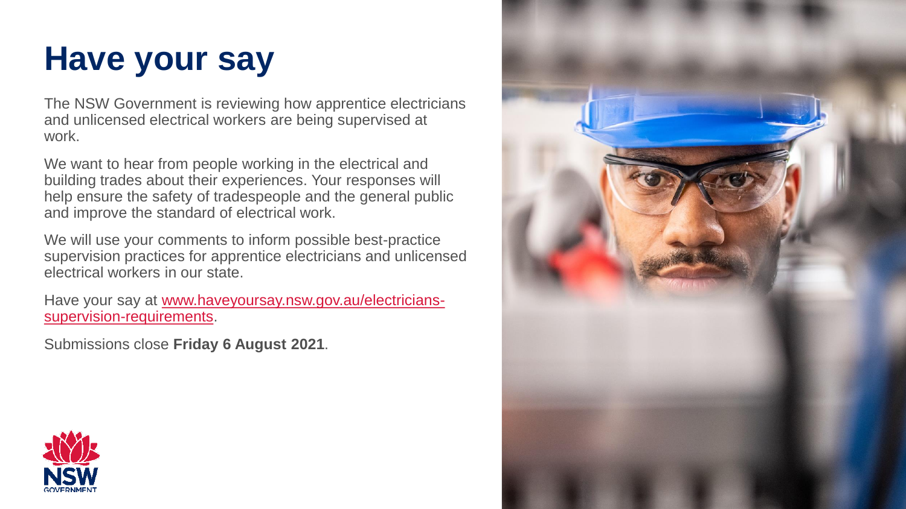# Have your say

The NSW Government is reviewing how apprentice electricians and unlicensed electrical workers are being supervised at work.

We want to hear from people working in the electrical and building trades about their experiences. Your responses will help ensure the safety of tradespeople and the general public and improve the standard of electrical work.

We will use your comments to inform possible best-practice supervision practices for apprentice electricians and unlicensed electrical workers in our state.

Have your say at [www.haveyoursay.nsw.gov.au/electricians-supervision-requirements](http://www.haveyoursay.nsw.gov.au/electricians-supervision-requirements).

Submissions close **Friday 6 August 2021**.

NSW GOVERNMENT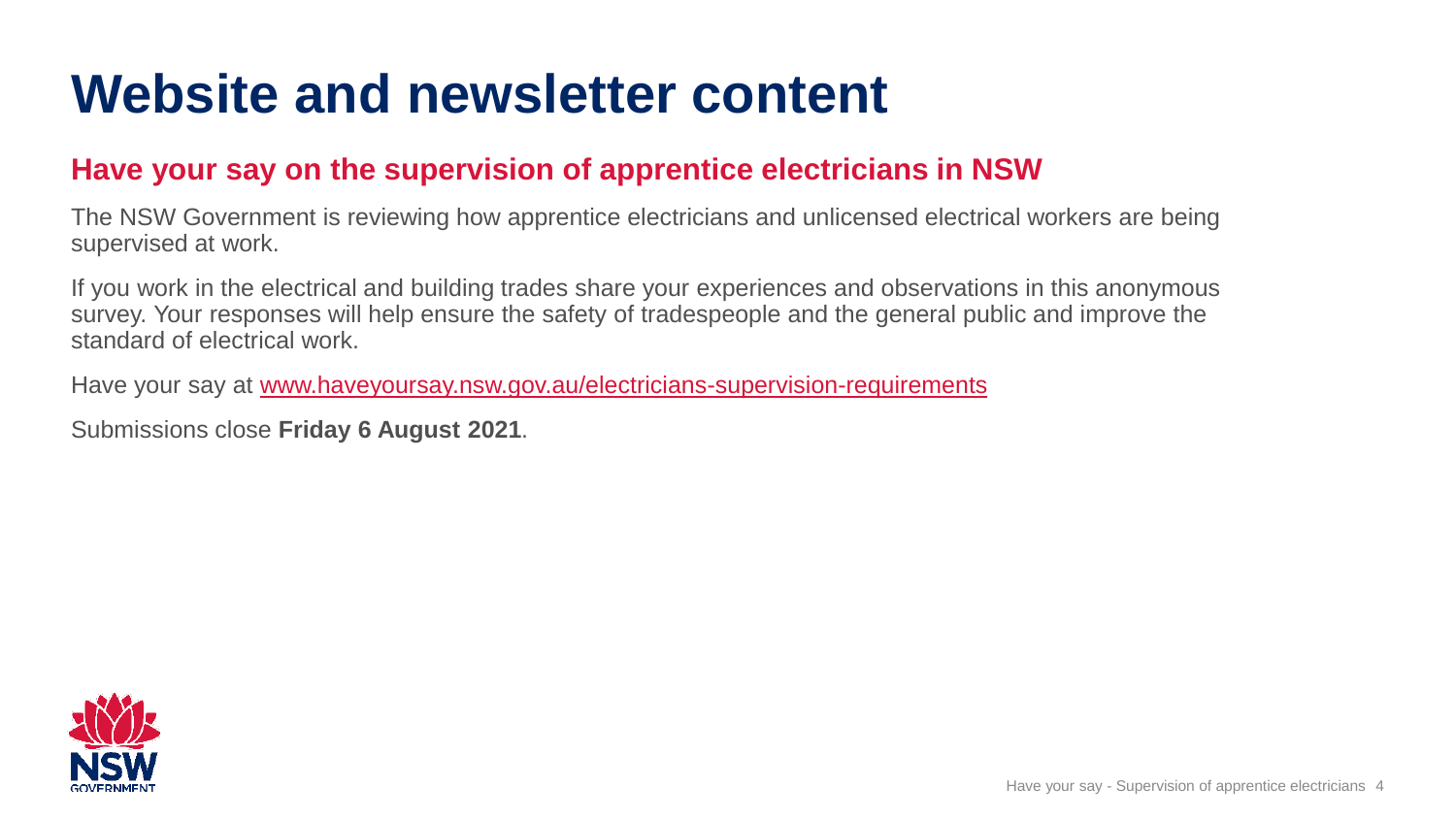# Website and newsletter content

## Have your say on the supervision of apprentice electricians in NSW

The NSW Government is reviewing how apprentice electricians and unlicensed electrical workers are being supervised at work.

If you work in the electrical and building trades share your experiences and observations in this anonymous survey. Your responses will help ensure the safety of tradespeople and the general public and improve the standard of electrical work.

Have your say at [www.haveyoursay.nsw.gov.au/electricians-supervision-requirements](www.haveyoursay.nsw.gov.au/electricians-supervision-requirements)

Submissions close **Friday 6 August 2021**.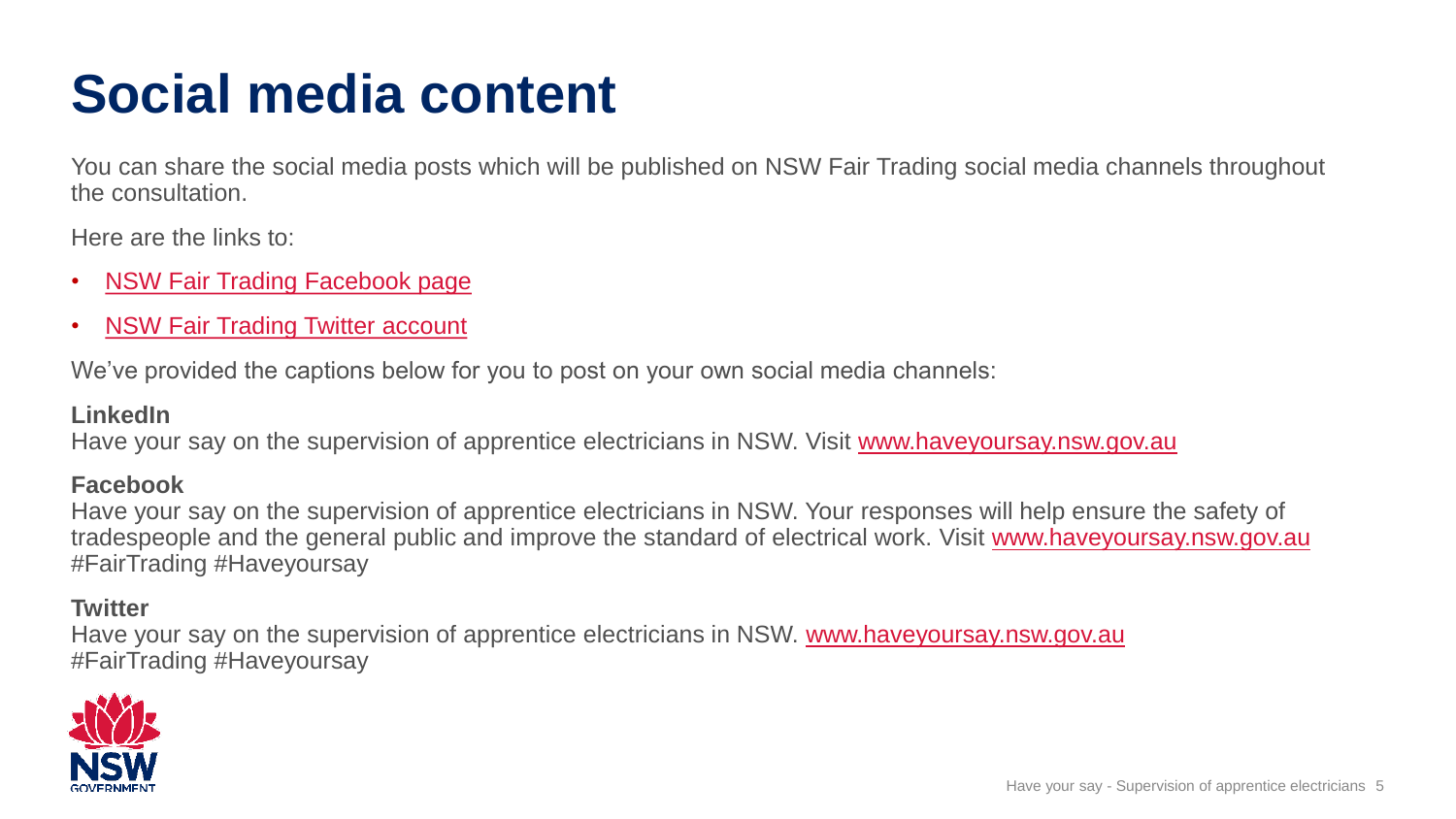# Social media content

You can share the social media posts which will be published on NSW Fair Trading social media channels throughout the consultation.

Here are the links to:

- NSW Fair Trading Facebook page
- NSW Fair Trading Twitter account

We've provided the captions below for you to post on your own social media channels:

**LinkedIn**
Have your say on the supervision of apprentice electricians in NSW. Visit www.haveyoursay.nsw.gov.au

**Facebook**
Have your say on the supervision of apprentice electricians in NSW. Your responses will help ensure the safety of tradespeople and the general public and improve the standard of electrical work. Visit www.haveyoursay.nsw.gov.au #FairTrading #Haveyoursay

**Twitter**
Have your say on the supervision of apprentice electricians in NSW. www.haveyoursay.nsw.gov.au #FairTrading #Haveyoursay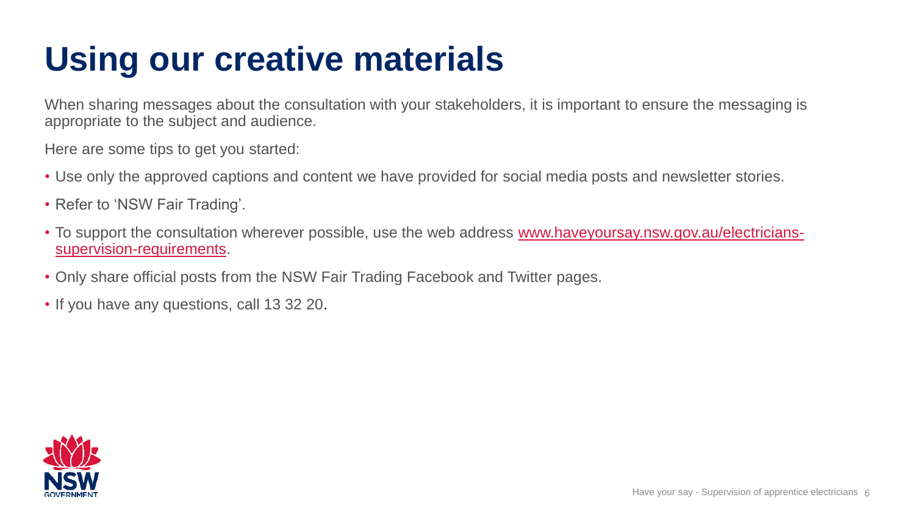# Using our creative materials

When sharing messages about the consultation with your stakeholders, it is important to ensure the messaging is appropriate to the subject and audience.

Here are some tips to get you started:

- Use only the approved captions and content we have provided for social media posts and newsletter stories.
- Refer to 'NSW Fair Trading'.
- To support the consultation wherever possible, use the web address [www.haveyoursay.nsw.gov.au/electricians-supervision-requirements](http://www.haveyoursay.nsw.gov.au/electricians-supervision-requirements).
- Only share official posts from the NSW Fair Trading Facebook and Twitter pages.
- If you have any questions, call 13 32 20.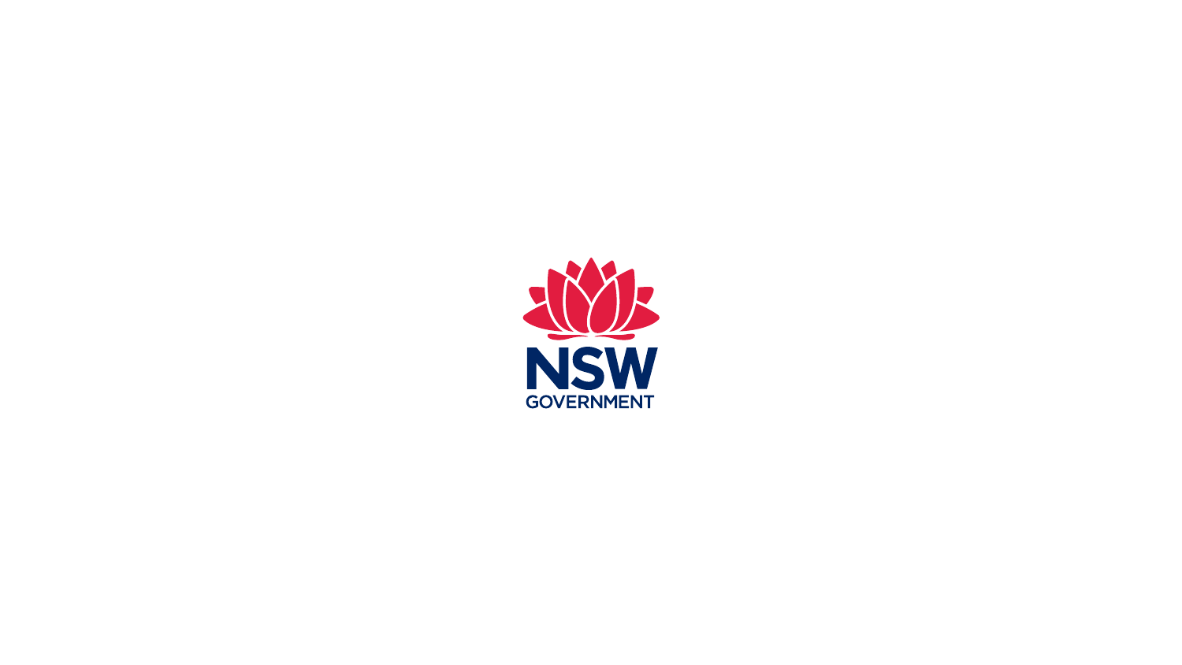NSW

GOVERNMENT